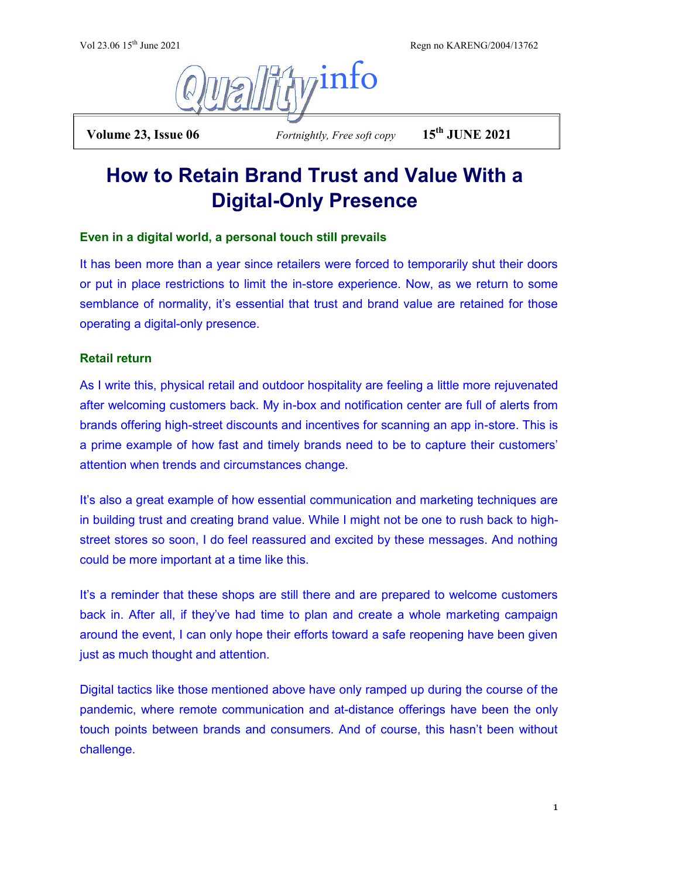# How to Retain Brand Trust and Value With a Digital-Only Presence

### Even in a digital world, a personal touch still prevails

It has been more than a year since retailers were forced to temporarily shut their doors or put in place restrictions to limit the in-store experience. Now, as we return to some semblance of normality, it's essential that trust and brand value are retained for those operating a digital-only presence.

### Retail return

As I write this, physical retail and outdoor hospitality are feeling a little more rejuvenated after welcoming customers back. My in-box and notification center are full of alerts from brands offering high-street discounts and incentives for scanning an app in-store. This is a prime example of how fast and timely brands need to be to capture their customers' attention when trends and circumstances change.

It's also a great example of how essential communication and marketing techniques are in building trust and creating brand value. While I might not be one to rush back to high-street stores so soon, I do feel reassured and excited by these messages. And nothing could be more important at a time like this.

It's a reminder that these shops are still there and are prepared to welcome customers back in. After all, if they've had time to plan and create a whole marketing campaign around the event, I can only hope their efforts toward a safe reopening have been given just as much thought and attention.

Digital tactics like those mentioned above have only ramped up during the course of the pandemic, where remote communication and at-distance offerings have been the only touch points between brands and consumers. And of course, this hasn't been without challenge.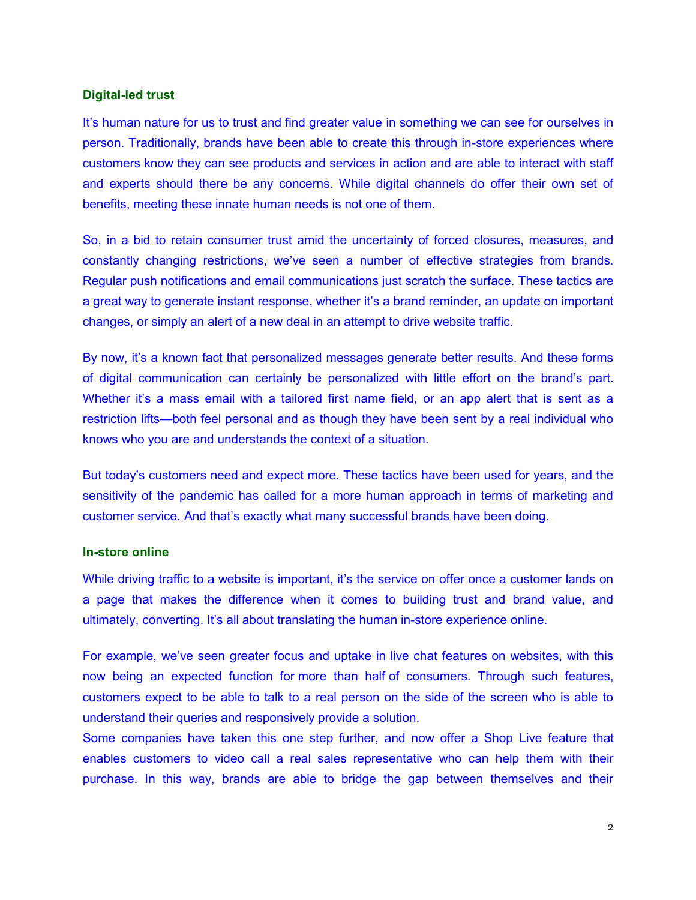**Digital-led trust**

It's human nature for us to trust and find greater value in something we can see for ourselves in person. Traditionally, brands have been able to create this through in-store experiences where customers know they can see products and services in action and are able to interact with staff and experts should there be any concerns. While digital channels do offer their own set of benefits, meeting these innate human needs is not one of them.

So, in a bid to retain consumer trust amid the uncertainty of forced closures, measures, and constantly changing restrictions, we've seen a number of effective strategies from brands. Regular push notifications and email communications just scratch the surface. These tactics are a great way to generate instant response, whether it's a brand reminder, an update on important changes, or simply an alert of a new deal in an attempt to drive website traffic.

By now, it's a known fact that personalized messages generate better results. And these forms of digital communication can certainly be personalized with little effort on the brand's part. Whether it's a mass email with a tailored first name field, or an app alert that is sent as a restriction lifts—both feel personal and as though they have been sent by a real individual who knows who you are and understands the context of a situation.

But today's customers need and expect more. These tactics have been used for years, and the sensitivity of the pandemic has called for a more human approach in terms of marketing and customer service. And that's exactly what many successful brands have been doing.

**In-store online**

While driving traffic to a website is important, it's the service on offer once a customer lands on a page that makes the difference when it comes to building trust and brand value, and ultimately, converting. It's all about translating the human in-store experience online.

For example, we've seen greater focus and uptake in live chat features on websites, with this now being an expected function for more than half of consumers. Through such features, customers expect to be able to talk to a real person on the side of the screen who is able to understand their queries and responsively provide a solution.
Some companies have taken this one step further, and now offer a Shop Live feature that enables customers to video call a real sales representative who can help them with their purchase. In this way, brands are able to bridge the gap between themselves and their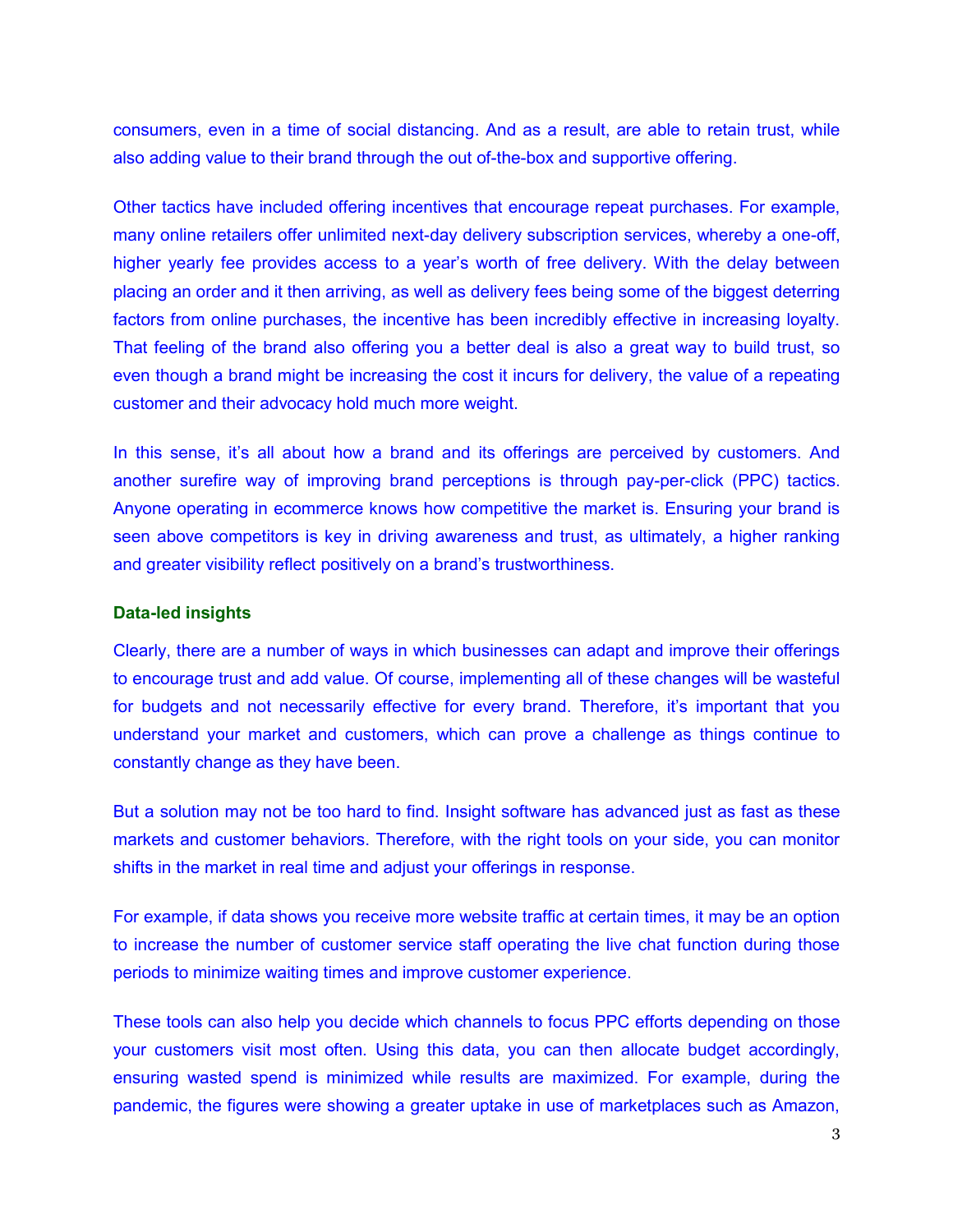consumers, even in a time of social distancing. And as a result, are able to retain trust, while also adding value to their brand through the out of-the-box and supportive offering.

Other tactics have included offering incentives that encourage repeat purchases. For example, many online retailers offer unlimited next-day delivery subscription services, whereby a one-off, higher yearly fee provides access to a year's worth of free delivery. With the delay between placing an order and it then arriving, as well as delivery fees being some of the biggest deterring factors from online purchases, the incentive has been incredibly effective in increasing loyalty. That feeling of the brand also offering you a better deal is also a great way to build trust, so even though a brand might be increasing the cost it incurs for delivery, the value of a repeating customer and their advocacy hold much more weight.

In this sense, it's all about how a brand and its offerings are perceived by customers. And another surefire way of improving brand perceptions is through pay-per-click (PPC) tactics. Anyone operating in ecommerce knows how competitive the market is. Ensuring your brand is seen above competitors is key in driving awareness and trust, as ultimately, a higher ranking and greater visibility reflect positively on a brand's trustworthiness.

### Data-led insights

Clearly, there are a number of ways in which businesses can adapt and improve their offerings to encourage trust and add value. Of course, implementing all of these changes will be wasteful for budgets and not necessarily effective for every brand. Therefore, it's important that you understand your market and customers, which can prove a challenge as things continue to constantly change as they have been.

But a solution may not be too hard to find. Insight software has advanced just as fast as these markets and customer behaviors. Therefore, with the right tools on your side, you can monitor shifts in the market in real time and adjust your offerings in response.

For example, if data shows you receive more website traffic at certain times, it may be an option to increase the number of customer service staff operating the live chat function during those periods to minimize waiting times and improve customer experience.

These tools can also help you decide which channels to focus PPC efforts depending on those your customers visit most often. Using this data, you can then allocate budget accordingly, ensuring wasted spend is minimized while results are maximized. For example, during the pandemic, the figures were showing a greater uptake in use of marketplaces such as Amazon,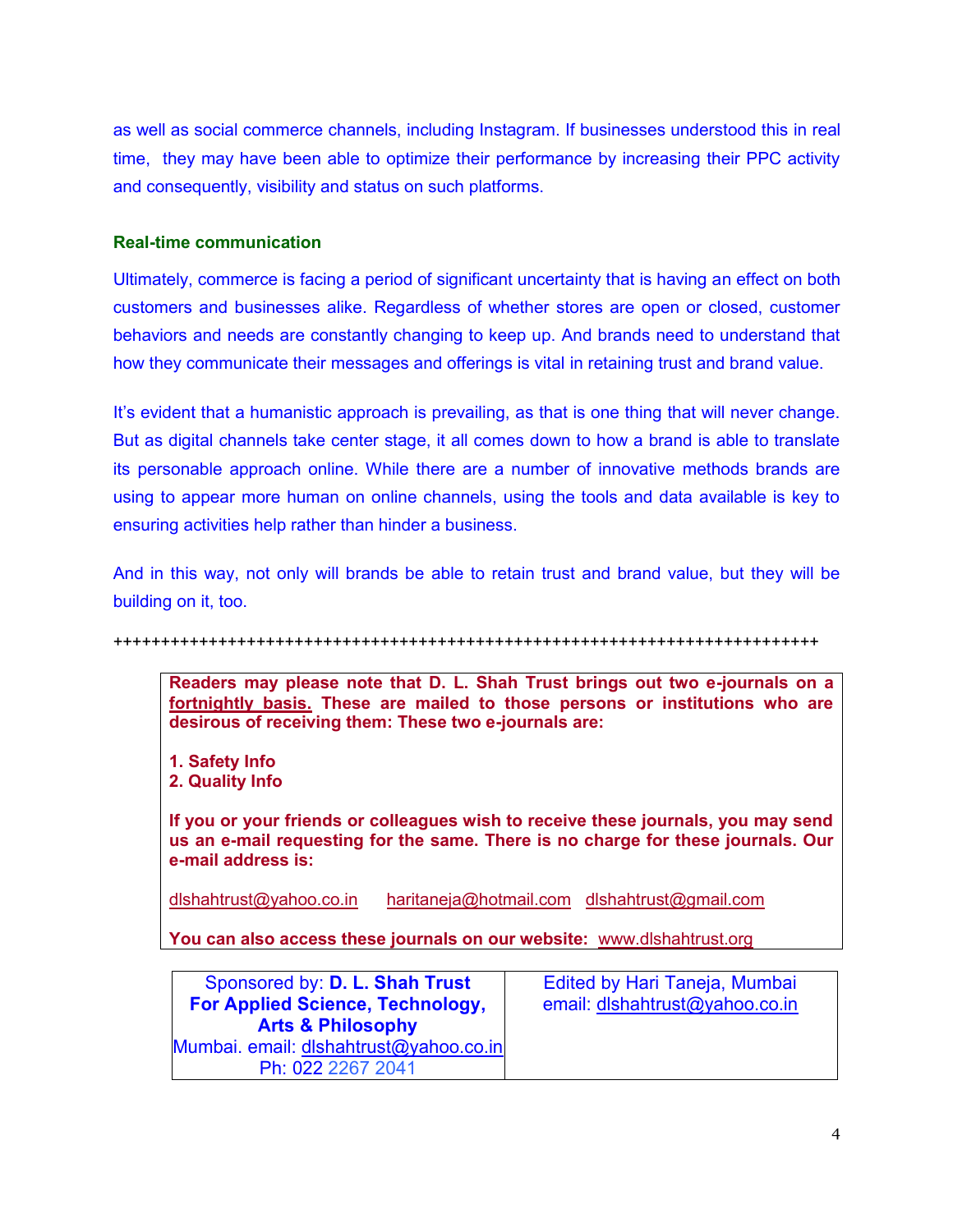as well as social commerce channels, including Instagram. If businesses understood this in real time, they may have been able to optimize their performance by increasing their PPC activity and consequently, visibility and status on such platforms.

### Real-time communication

Ultimately, commerce is facing a period of significant uncertainty that is having an effect on both customers and businesses alike. Regardless of whether stores are open or closed, customer behaviors and needs are constantly changing to keep up. And brands need to understand that how they communicate their messages and offerings is vital in retaining trust and brand value.

It's evident that a humanistic approach is prevailing, as that is one thing that will never change. But as digital channels take center stage, it all comes down to how a brand is able to translate its personable approach online. While there are a number of innovative methods brands are using to appear more human on online channels, using the tools and data available is key to ensuring activities help rather than hinder a business.

And in this way, not only will brands be able to retain trust and brand value, but they will be building on it, too.

++++++++++++++++++++++++++++++++++++++++++++++++++++++++++++++++++++++++++++

**Readers may please note that D. L. Shah Trust brings out two e-journals on a fortnightly basis. These are mailed to those persons or institutions who are desirous of receiving them: These two e-journals are:**

**1. Safety Info**
**2. Quality Info**

**If you or your friends or colleagues wish to receive these journals, you may send us an e-mail requesting for the same. There is no charge for these journals. Our e-mail address is:**

dlshahtrust@yahoo.co.in haritaneja@hotmail.com dlshahtrust@gmail.com

**You can also access these journals on our website:** www.dlshahtrust.org

| | |
|---|---|
| Sponsored by: **D. L. Shah Trust For Applied Science, Technology, Arts & Philosophy** Mumbai. email: dlshahtrust@yahoo.co.in Ph: 022 2267 2041 | Edited by Hari Taneja, Mumbai email: dlshahtrust@yahoo.co.in |